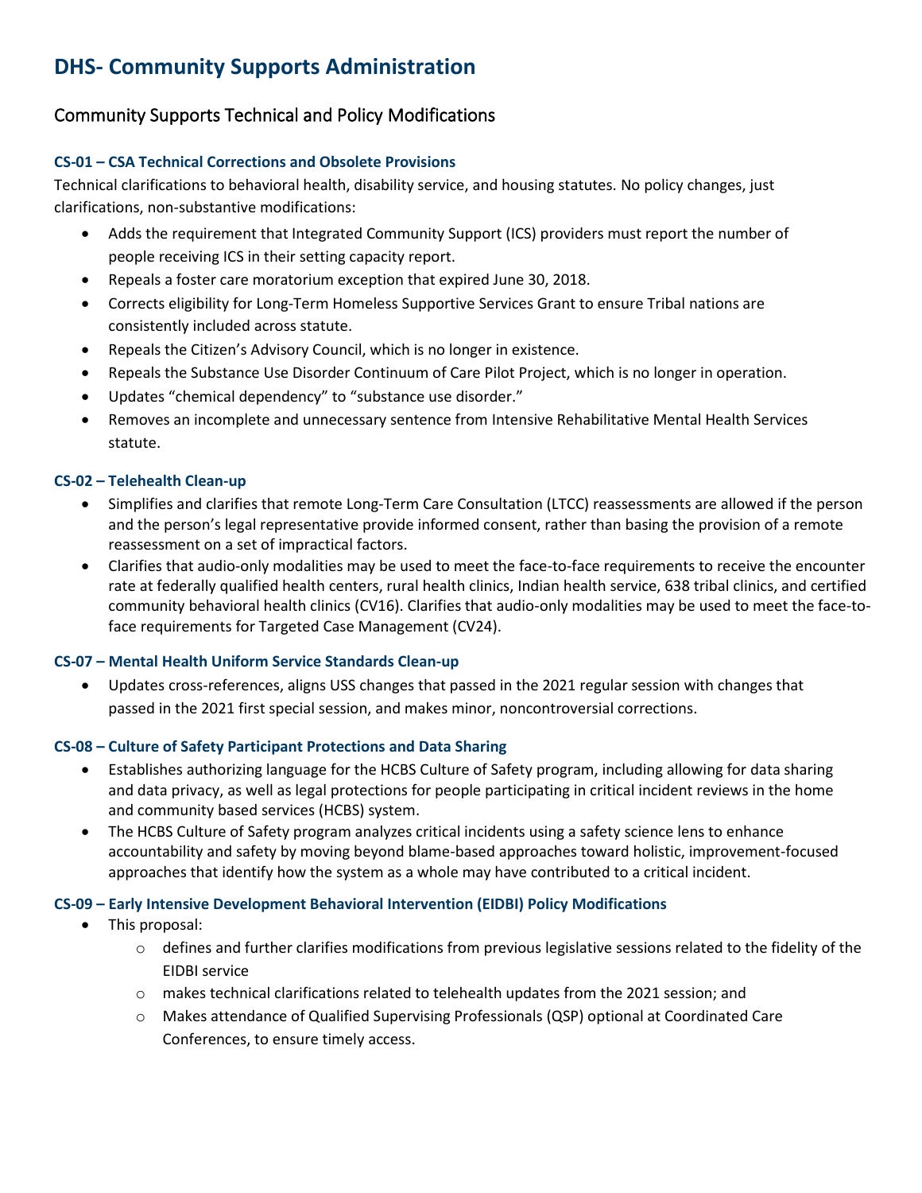# DHS- Community Supports Administration

## Community Supports Technical and Policy Modifications

### CS-01 – CSA Technical Corrections and Obsolete Provisions

Technical clarifications to behavioral health, disability service, and housing statutes. No policy changes, just clarifications, non-substantive modifications:

- Adds the requirement that Integrated Community Support (ICS) providers must report the number of people receiving ICS in their setting capacity report.
- Repeals a foster care moratorium exception that expired June 30, 2018.
- Corrects eligibility for Long-Term Homeless Supportive Services Grant to ensure Tribal nations are consistently included across statute.
- Repeals the Citizen's Advisory Council, which is no longer in existence.
- Repeals the Substance Use Disorder Continuum of Care Pilot Project, which is no longer in operation.
- Updates "chemical dependency" to "substance use disorder."
- Removes an incomplete and unnecessary sentence from Intensive Rehabilitative Mental Health Services statute.

### CS-02 – Telehealth Clean-up

- Simplifies and clarifies that remote Long-Term Care Consultation (LTCC) reassessments are allowed if the person and the person's legal representative provide informed consent, rather than basing the provision of a remote reassessment on a set of impractical factors.
- Clarifies that audio-only modalities may be used to meet the face-to-face requirements to receive the encounter rate at federally qualified health centers, rural health clinics, Indian health service, 638 tribal clinics, and certified community behavioral health clinics (CV16). Clarifies that audio-only modalities may be used to meet the face-to-face requirements for Targeted Case Management (CV24).

### CS-07 – Mental Health Uniform Service Standards Clean-up

- Updates cross-references, aligns USS changes that passed in the 2021 regular session with changes that passed in the 2021 first special session, and makes minor, noncontroversial corrections.

### CS-08 – Culture of Safety Participant Protections and Data Sharing

- Establishes authorizing language for the HCBS Culture of Safety program, including allowing for data sharing and data privacy, as well as legal protections for people participating in critical incident reviews in the home and community based services (HCBS) system.
- The HCBS Culture of Safety program analyzes critical incidents using a safety science lens to enhance accountability and safety by moving beyond blame-based approaches toward holistic, improvement-focused approaches that identify how the system as a whole may have contributed to a critical incident.

### CS-09 – Early Intensive Development Behavioral Intervention (EIDBI) Policy Modifications

- This proposal:
  - defines and further clarifies modifications from previous legislative sessions related to the fidelity of the EIDBI service
  - makes technical clarifications related to telehealth updates from the 2021 session; and
  - Makes attendance of Qualified Supervising Professionals (QSP) optional at Coordinated Care Conferences, to ensure timely access.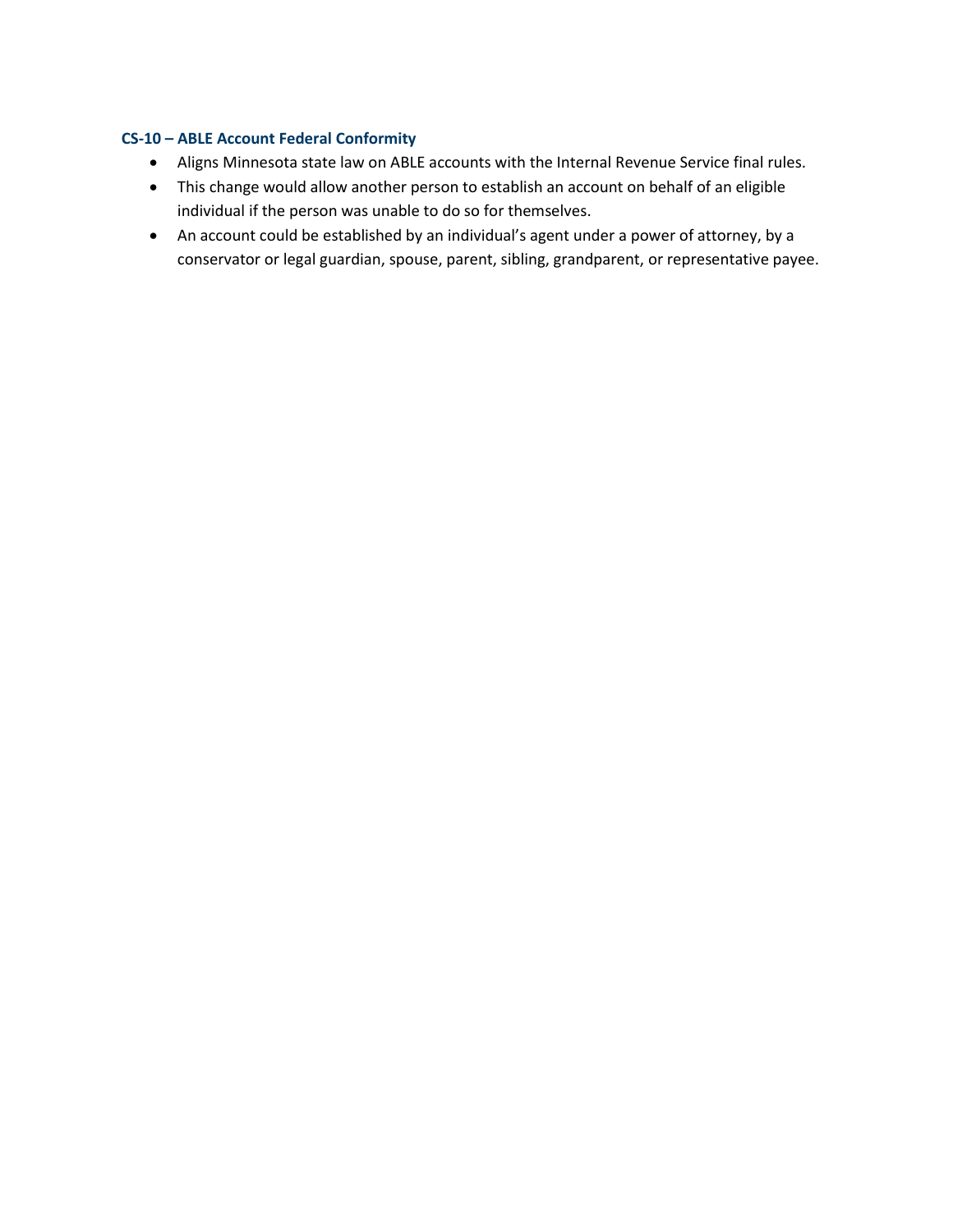### CS-10 – ABLE Account Federal Conformity

- Aligns Minnesota state law on ABLE accounts with the Internal Revenue Service final rules.
- This change would allow another person to establish an account on behalf of an eligible individual if the person was unable to do so for themselves.
- An account could be established by an individual's agent under a power of attorney, by a conservator or legal guardian, spouse, parent, sibling, grandparent, or representative payee.